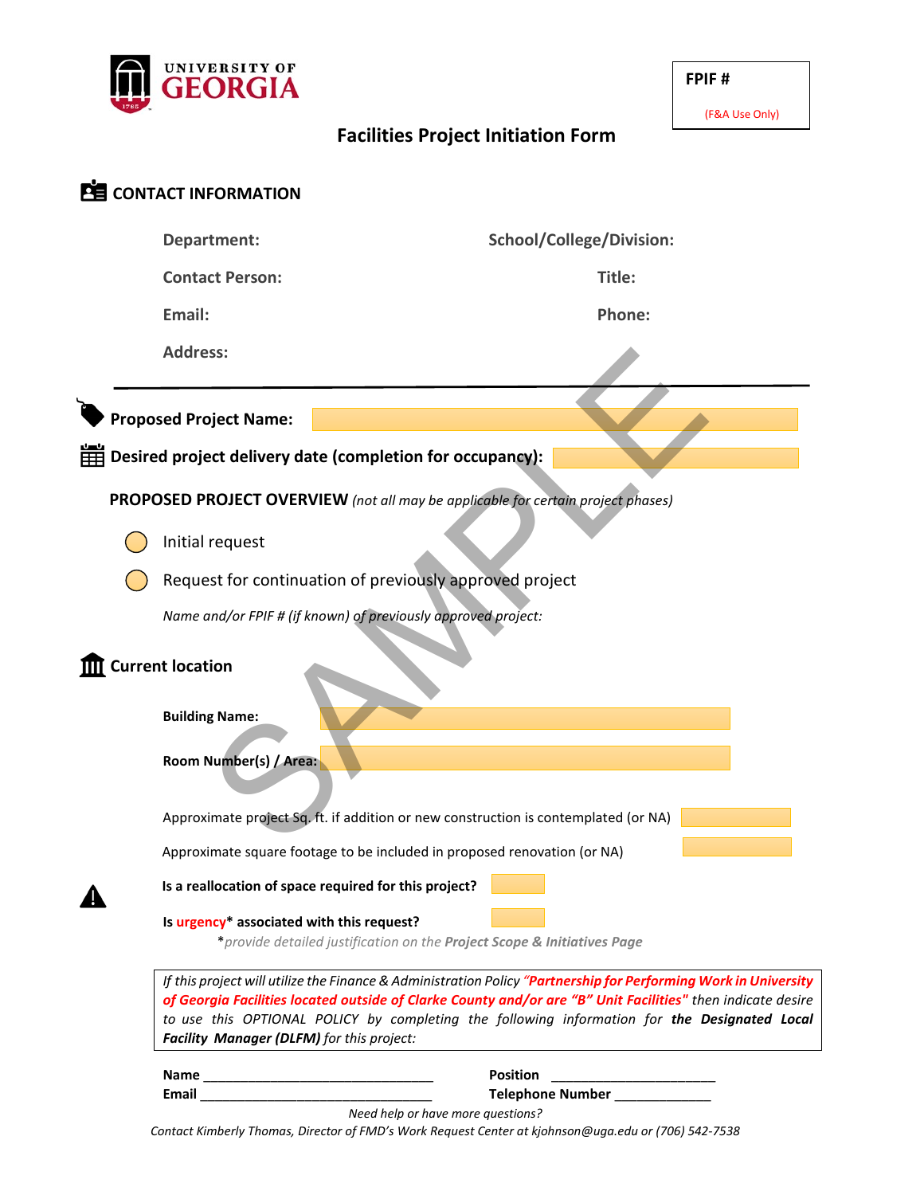**UNIVERSITY OF GEORGIA**

**FPIF #**

(F&A Use Only)

# Facilities Project Initiation Form

## CONTACT INFORMATION

**Department:**

**School/College/Division:**

**Contact Person:**

**Title:**

**Email:**

**Phone:**

**Address:**

---

**Proposed Project Name:**

**Desired project delivery date (completion for occupancy):**

**PROPOSED PROJECT OVERVIEW** *(not all may be applicable for certain project phases)*

- Initial request
- Request for continuation of previously approved project

*Name and/or FPIF # (if known) of previously approved project:*

## Current location

**Building Name:**

**Room Number(s) / Area:**

Approximate project Sq. ft. if addition or new construction is contemplated (or NA)

Approximate square footage to be included in proposed renovation (or NA)

**Is a reallocation of space required for this project?**

**Is urgency\* associated with this request?**

\**provide detailed justification on the **Project Scope & Initiatives Page***

*If this project will utilize the Finance & Administration Policy **"Partnership for Performing Work in University of Georgia Facilities located outside of Clarke County and/or are "B" Unit Facilities"** then indicate desire to use this OPTIONAL POLICY by completing the following information for **the Designated Local Facility Manager (DLFM)** for this project:*

**Name** ________________________________ **Position** ______________________

**Email** ________________________________ **Telephone Number** _____________

*Need help or have more questions?*

*Contact Kimberly Thomas, Director of FMD's Work Request Center at kjohnson@uga.edu or (706) 542-7538*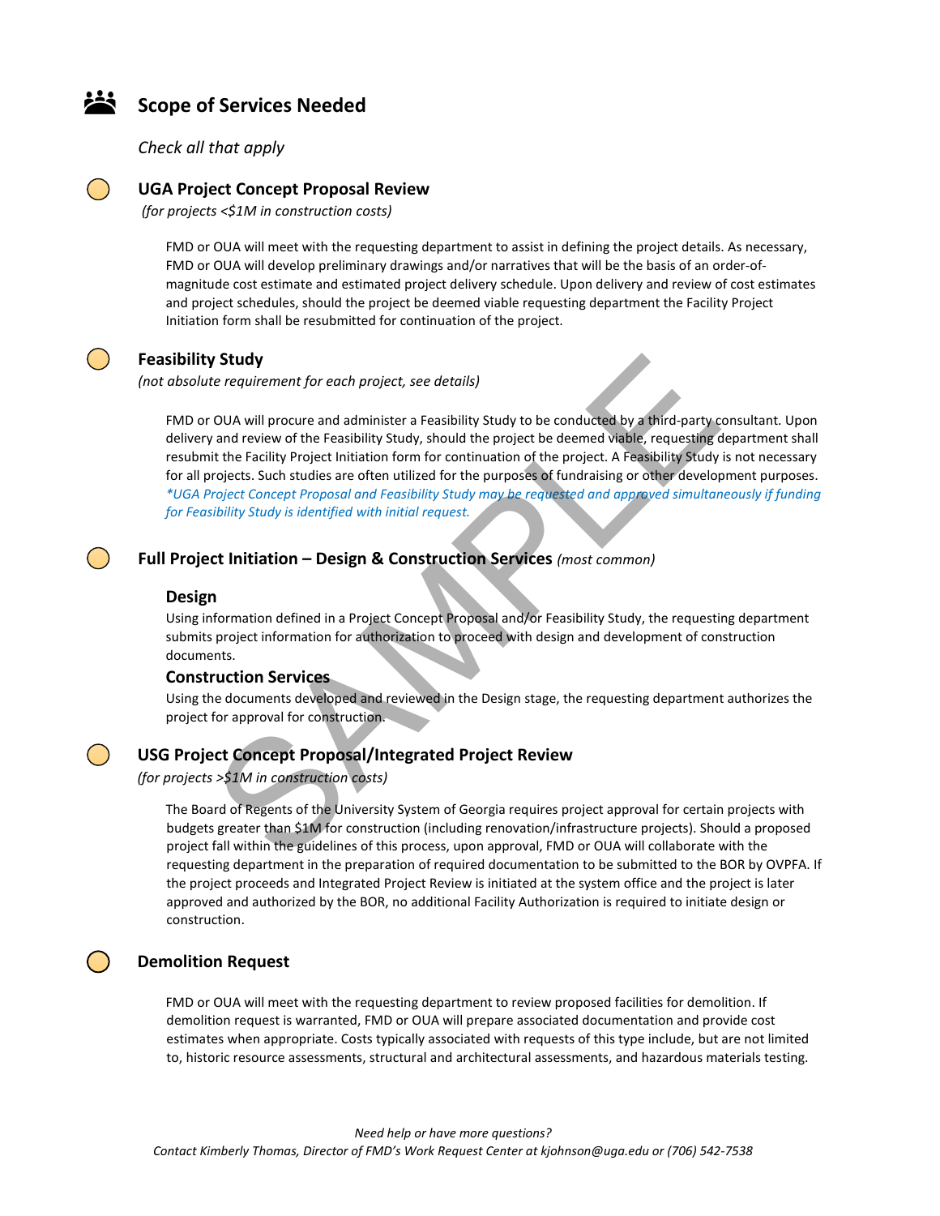## Scope of Services Needed

*Check all that apply*

### UGA Project Concept Proposal Review

*(for projects <$1M in construction costs)*

FMD or OUA will meet with the requesting department to assist in defining the project details. As necessary, FMD or OUA will develop preliminary drawings and/or narratives that will be the basis of an order-of-magnitude cost estimate and estimated project delivery schedule. Upon delivery and review of cost estimates and project schedules, should the project be deemed viable requesting department the Facility Project Initiation form shall be resubmitted for continuation of the project.

### Feasibility Study

*(not absolute requirement for each project, see details)*

FMD or OUA will procure and administer a Feasibility Study to be conducted by a third-party consultant. Upon delivery and review of the Feasibility Study, should the project be deemed viable, requesting department shall resubmit the Facility Project Initiation form for continuation of the project. A Feasibility Study is not necessary for all projects. Such studies are often utilized for the purposes of fundraising or other development purposes. **UGA Project Concept Proposal and Feasibility Study may be requested and approved simultaneously if funding for Feasibility Study is identified with initial request.*

### Full Project Initiation – Design & Construction Services *(most common)*

#### Design

Using information defined in a Project Concept Proposal and/or Feasibility Study, the requesting department submits project information for authorization to proceed with design and development of construction documents.

#### Construction Services

Using the documents developed and reviewed in the Design stage, the requesting department authorizes the project for approval for construction.

### USG Project Concept Proposal/Integrated Project Review

*(for projects >$1M in construction costs)*

The Board of Regents of the University System of Georgia requires project approval for certain projects with budgets greater than $1M for construction (including renovation/infrastructure projects). Should a proposed project fall within the guidelines of this process, upon approval, FMD or OUA will collaborate with the requesting department in the preparation of required documentation to be submitted to the BOR by OVPFA. If the project proceeds and Integrated Project Review is initiated at the system office and the project is later approved and authorized by the BOR, no additional Facility Authorization is required to initiate design or construction.

### Demolition Request

FMD or OUA will meet with the requesting department to review proposed facilities for demolition. If demolition request is warranted, FMD or OUA will prepare associated documentation and provide cost estimates when appropriate. Costs typically associated with requests of this type include, but are not limited to, historic resource assessments, structural and architectural assessments, and hazardous materials testing.

*Need help or have more questions?*
*Contact Kimberly Thomas, Director of FMD's Work Request Center at kjohnson@uga.edu or (706) 542-7538*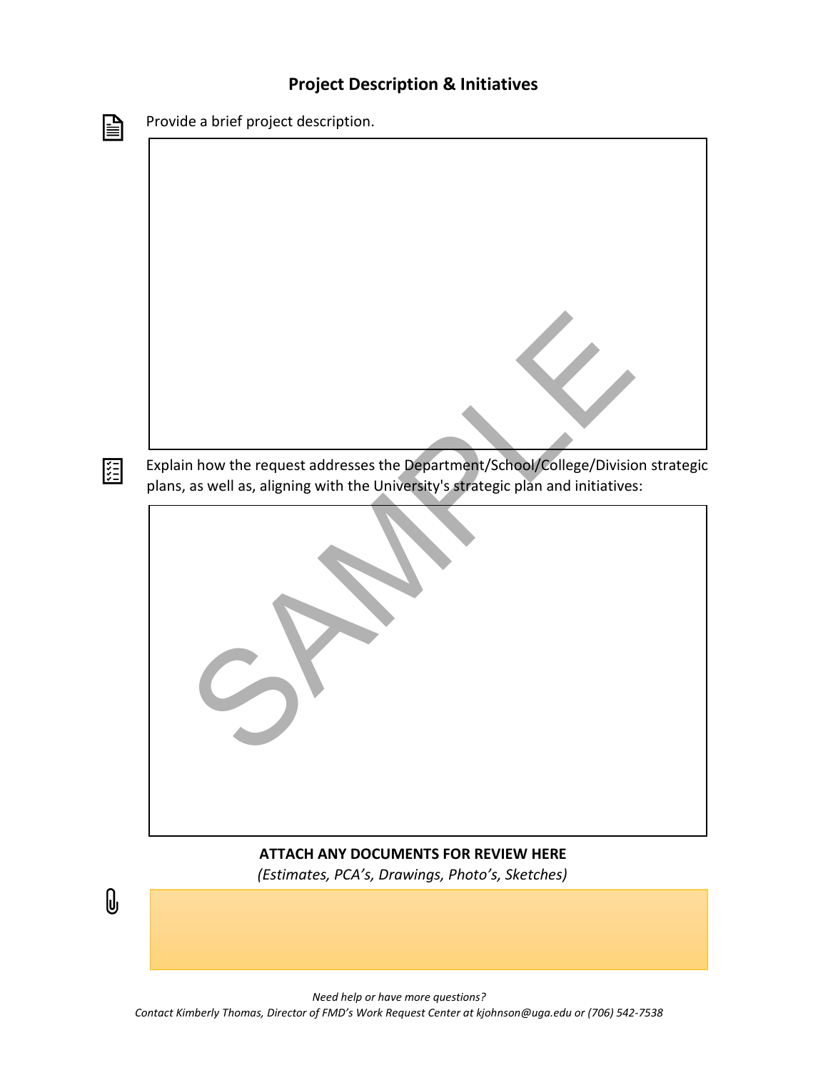## Project Description & Initiatives

Provide a brief project description.

Explain how the request addresses the Department/School/College/Division strategic plans, as well as, aligning with the University's strategic plan and initiatives:

**ATTACH ANY DOCUMENTS FOR REVIEW HERE**

*(Estimates, PCA's, Drawings, Photo's, Sketches)*

*Need help or have more questions?*

*Contact Kimberly Thomas, Director of FMD's Work Request Center at kjohnson@uga.edu or (706) 542-7538*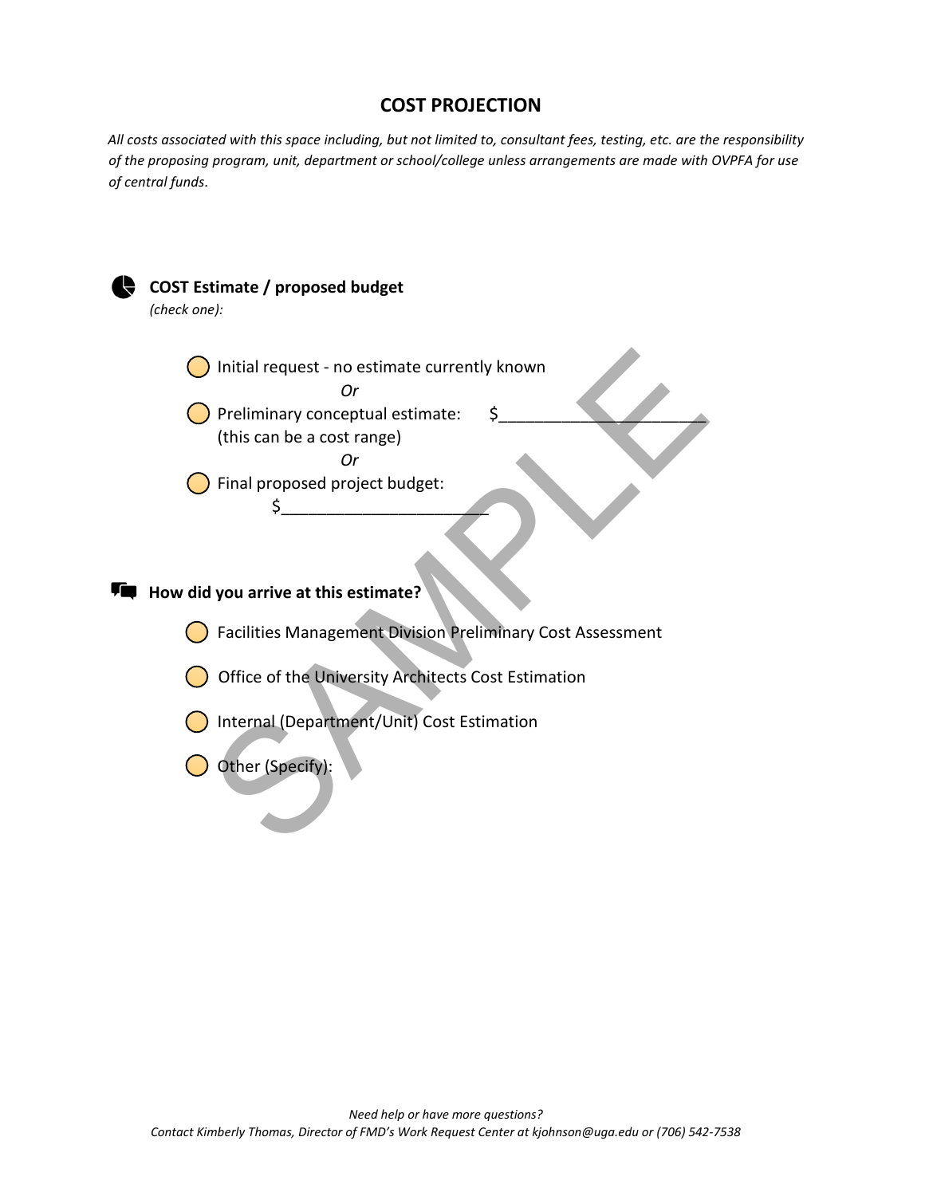## COST PROJECTION

*All costs associated with this space including, but not limited to, consultant fees, testing, etc. are the responsibility of the proposing program, unit, department or school/college unless arrangements are made with OVPFA for use of central funds.*

### COST Estimate / proposed budget

*(check one):*

- ◯ Initial request - no estimate currently known

  *Or*

- ◯ Preliminary conceptual estimate: $______________________
  (this can be a cost range)

  *Or*

- ◯ Final proposed project budget:
  $______________________

### How did you arrive at this estimate?

- ◯ Facilities Management Division Preliminary Cost Assessment
- ◯ Office of the University Architects Cost Estimation
- ◯ Internal (Department/Unit) Cost Estimation
- ◯ Other (Specify):

*Need help or have more questions?*
*Contact Kimberly Thomas, Director of FMD's Work Request Center at kjohnson@uga.edu or (706) 542-7538*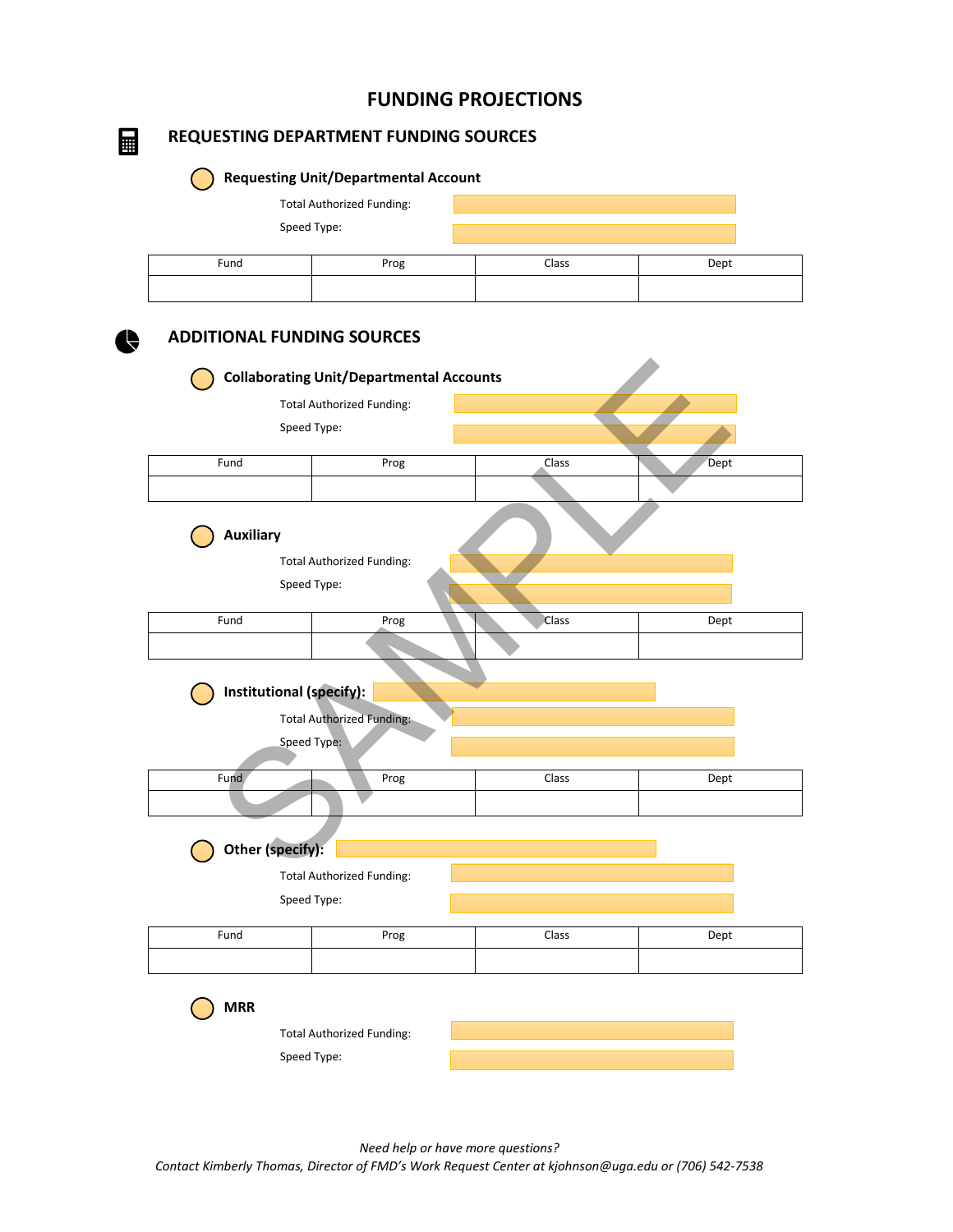# FUNDING PROJECTIONS

## REQUESTING DEPARTMENT FUNDING SOURCES

### Requesting Unit/Departmental Account

Total Authorized Funding:

Speed Type:

| Fund | Prog | Class | Dept |
|---|---|---|---|
| | | | |

## ADDITIONAL FUNDING SOURCES

### Collaborating Unit/Departmental Accounts

Total Authorized Funding:

Speed Type:

| Fund | Prog | Class | Dept |
|---|---|---|---|
| | | | |

### Auxiliary

Total Authorized Funding:

Speed Type:

| Fund | Prog | Class | Dept |
|---|---|---|---|
| | | | |

### Institutional (specify):

Total Authorized Funding:

Speed Type:

| Fund | Prog | Class | Dept |
|---|---|---|---|
| | | | |

### Other (specify):

Total Authorized Funding:

Speed Type:

| Fund | Prog | Class | Dept |
|---|---|---|---|
| | | | |

### MRR

Total Authorized Funding:

Speed Type:

*Need help or have more questions?*
*Contact Kimberly Thomas, Director of FMD's Work Request Center at kjohnson@uga.edu or (706) 542-7538*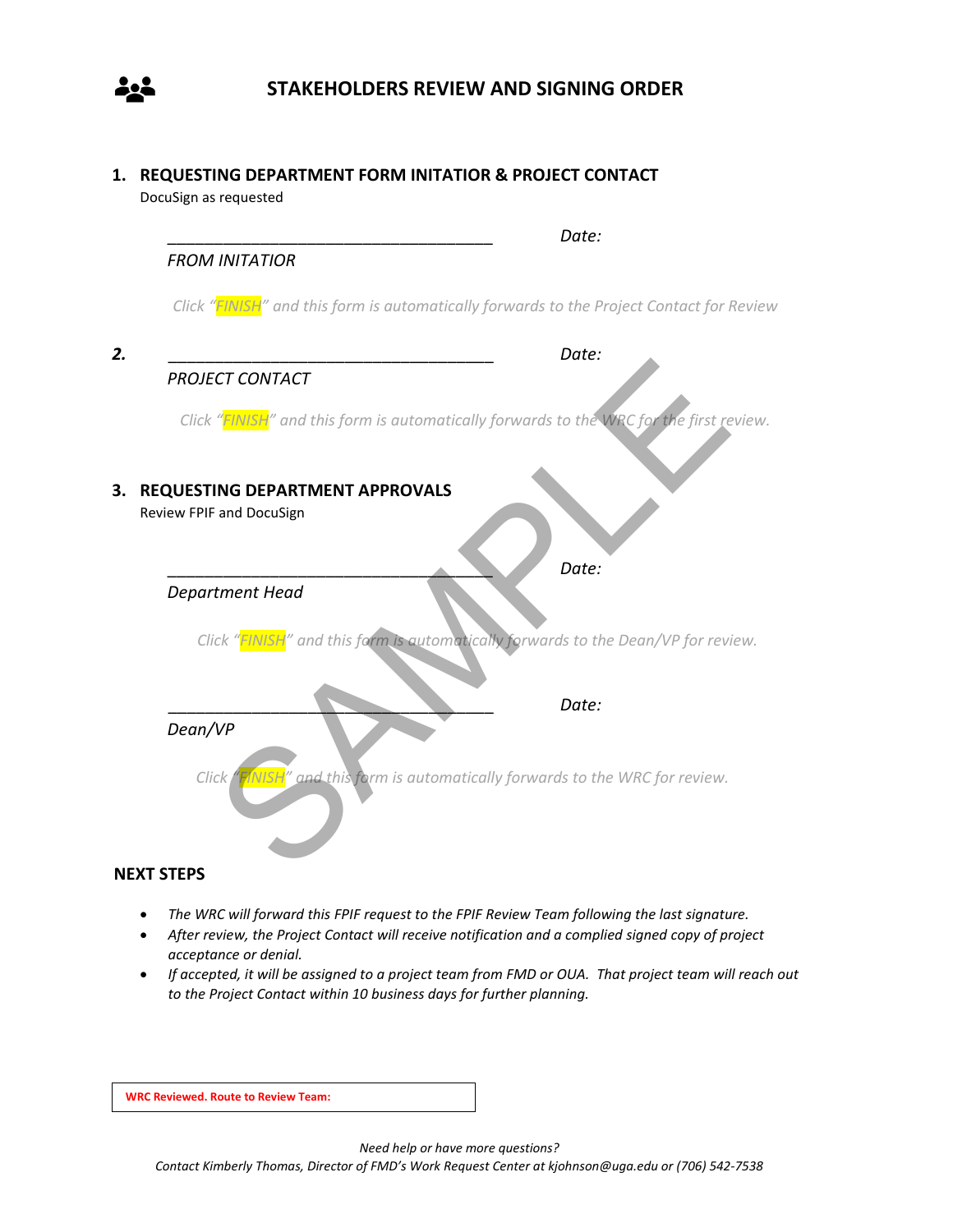# STAKEHOLDERS REVIEW AND SIGNING ORDER

## 1. REQUESTING DEPARTMENT FORM INITATIOR & PROJECT CONTACT

DocuSign as requested

______________________________________ *Date:*

*FROM INITATIOR*

*Click "FINISH" and this form is automatically forwards to the Project Contact for Review*

***2.*** ______________________________________ *Date:*

*PROJECT CONTACT*

*Click "FINISH" and this form is automatically forwards to the WRC for the first review.*

## 3. REQUESTING DEPARTMENT APPROVALS

Review FPIF and DocuSign

______________________________________ *Date:*

*Department Head*

*Click "FINISH" and this form is automatically forwards to the Dean/VP for review.*

______________________________________ *Date:*

*Dean/VP*

*Click "FINISH" and this form is automatically forwards to the WRC for review.*

SAMPLE

## NEXT STEPS

- *The WRC will forward this FPIF request to the FPIF Review Team following the last signature.*
- *After review, the Project Contact will receive notification and a complied signed copy of project acceptance or denial.*
- *If accepted, it will be assigned to a project team from FMD or OUA. That project team will reach out to the Project Contact within 10 business days for further planning.*

| **WRC Reviewed. Route to Review Team:** |
|---|

*Need help or have more questions?*
*Contact Kimberly Thomas, Director of FMD's Work Request Center at kjohnson@uga.edu or (706) 542-7538*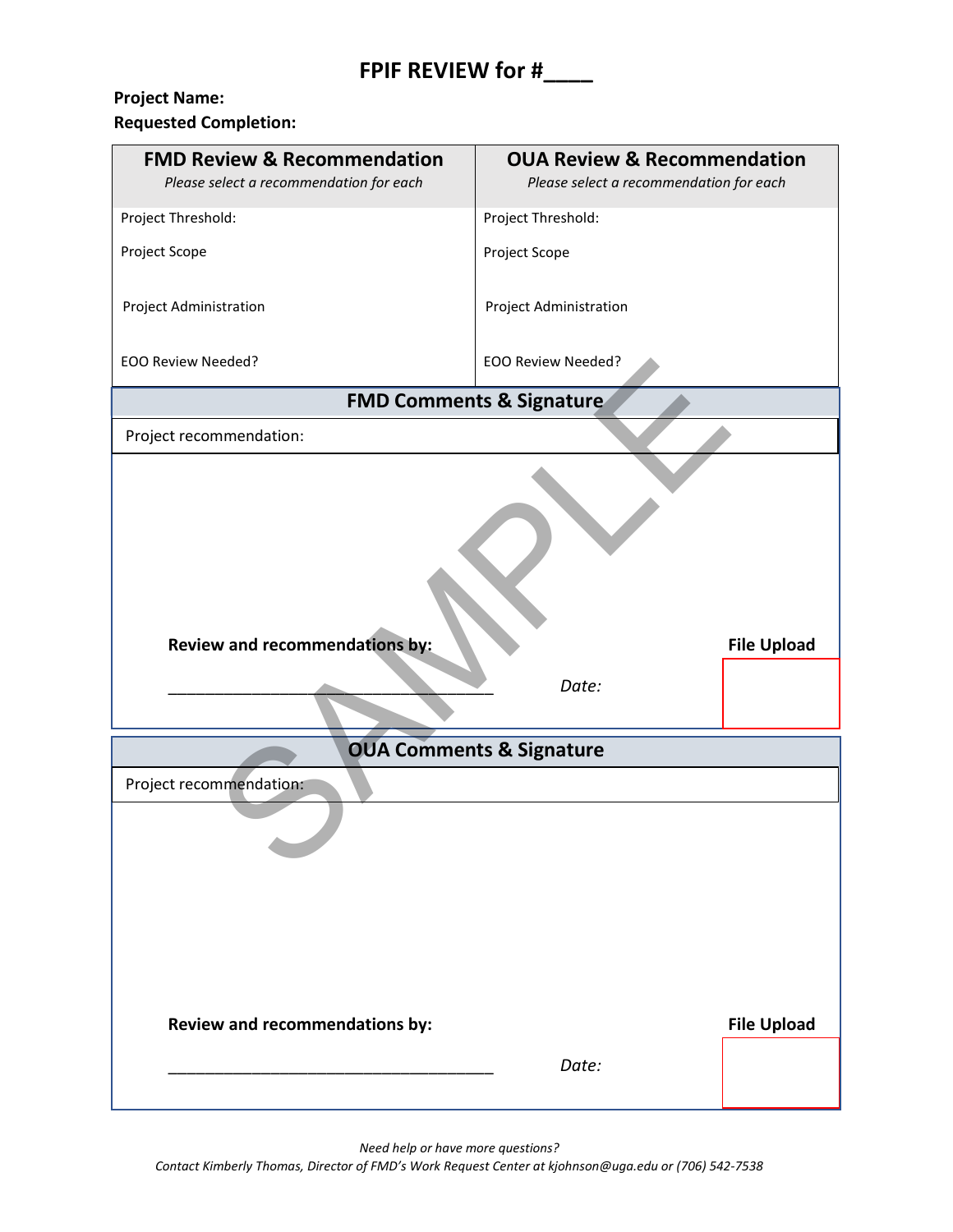# FPIF REVIEW for #____

**Project Name:**
**Requested Completion:**

| FMD Review & Recommendation<br>*Please select a recommendation for each* | OUA Review & Recommendation<br>*Please select a recommendation for each* |
|---|---|
| Project Threshold: | Project Threshold: |
| Project Scope | Project Scope |
| Project Administration | Project Administration |
| EOO Review Needed? | EOO Review Needed? |

## FMD Comments & Signature

Project recommendation:

**Review and recommendations by:** **File Upload**

______________________________________ *Date:*

## OUA Comments & Signature

Project recommendation:

**Review and recommendations by:** **File Upload**

______________________________________ *Date:*

*Need help or have more questions?*
*Contact Kimberly Thomas, Director of FMD's Work Request Center at kjohnson@uga.edu or (706) 542-7538*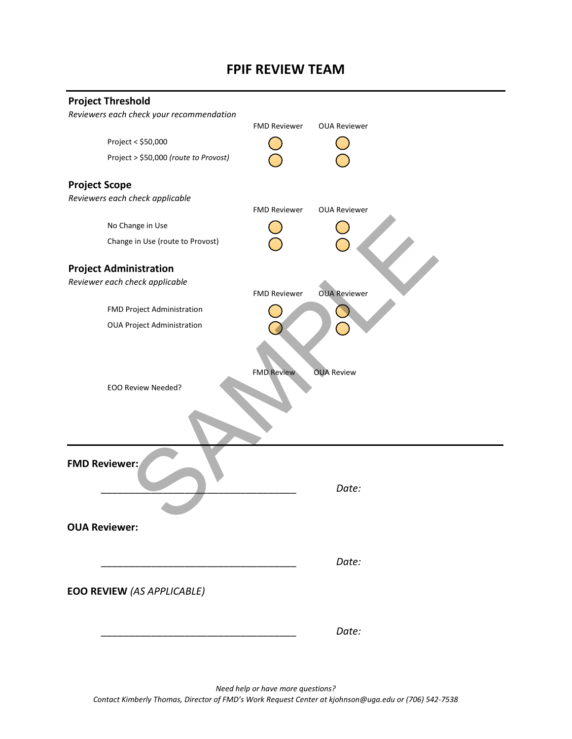# FPIF REVIEW TEAM

## Project Threshold

*Reviewers each check your recommendation*

| | FMD Reviewer | OUA Reviewer |
|---|---|---|
| Project < $50,000 | ○ | ○ |
| Project > $50,000 *(route to Provost)* | ○ | ○ |

## Project Scope

*Reviewers each check applicable*

| | FMD Reviewer | OUA Reviewer |
|---|---|---|
| No Change in Use | ○ | ○ |
| Change in Use (route to Provost) | ○ | ○ |

## Project Administration

*Reviewer each check applicable*

| | FMD Reviewer | OUA Reviewer |
|---|---|---|
| FMD Project Administration | ○ | ○ |
| OUA Project Administration | ○ | ○ |

| | FMD Review | OUA Review |
|---|---|---|
| EOO Review Needed? | | |

SAMPLE

---

**FMD Reviewer:**

_____________________________________ *Date:*

**OUA Reviewer:**

_____________________________________ *Date:*

**EOO REVIEW** *(AS APPLICABLE)*

_____________________________________ *Date:*

*Need help or have more questions?*
*Contact Kimberly Thomas, Director of FMD's Work Request Center at kjohnson@uga.edu or (706) 542-7538*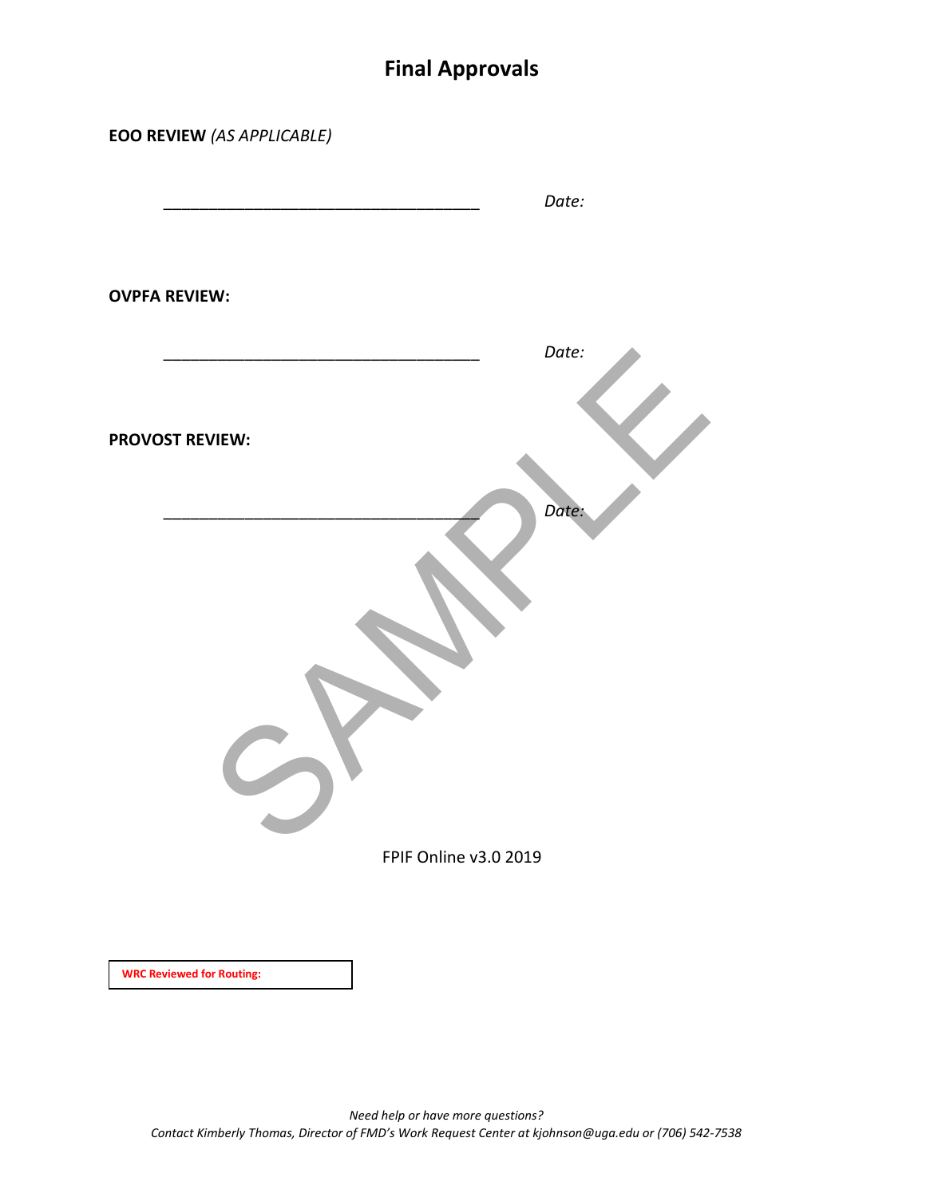# Final Approvals

**EOO REVIEW** *(AS APPLICABLE)*

____________________________________ *Date:*

**OVPFA REVIEW:**

____________________________________ *Date:*

**PROVOST REVIEW:**

____________________________________ *Date:*

SAMPLE

FPIF Online v3.0 2019

**WRC Reviewed for Routing:**

*Need help or have more questions?*
*Contact Kimberly Thomas, Director of FMD's Work Request Center at kjohnson@uga.edu or (706) 542-7538*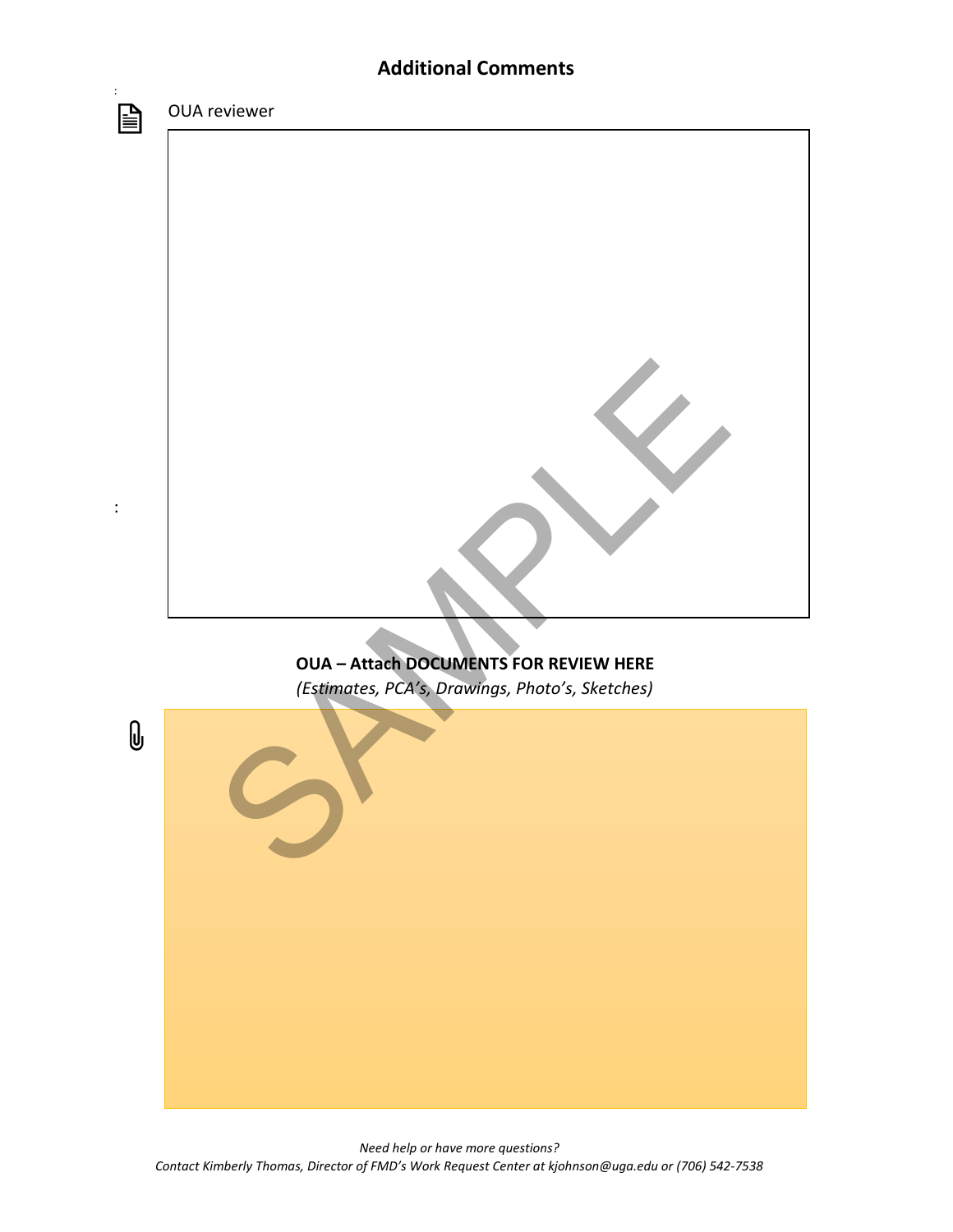## Additional Comments

OUA reviewer

**OUA – Attach DOCUMENTS FOR REVIEW HERE**

*(Estimates, PCA's, Drawings, Photo's, Sketches)*

*Need help or have more questions?*
*Contact Kimberly Thomas, Director of FMD's Work Request Center at kjohnson@uga.edu or (706) 542-7538*